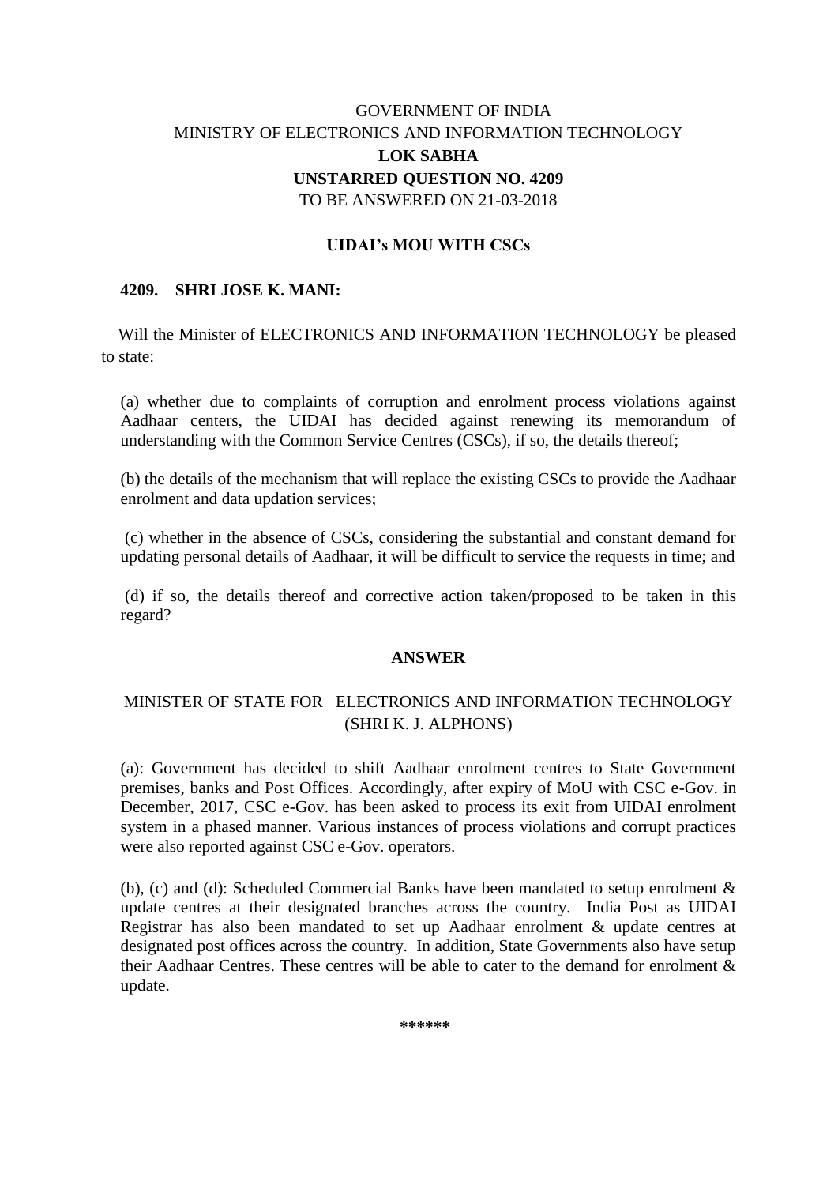GOVERNMENT OF INDIA

MINISTRY OF ELECTRONICS AND INFORMATION TECHNOLOGY

**LOK SABHA**

**UNSTARRED QUESTION NO. 4209**

TO BE ANSWERED ON 21-03-2018

**UIDAI's MOU WITH CSCs**

**4209. SHRI JOSE K. MANI:**

Will the Minister of ELECTRONICS AND INFORMATION TECHNOLOGY be pleased to state:

(a) whether due to complaints of corruption and enrolment process violations against Aadhaar centers, the UIDAI has decided against renewing its memorandum of understanding with the Common Service Centres (CSCs), if so, the details thereof;

(b) the details of the mechanism that will replace the existing CSCs to provide the Aadhaar enrolment and data updation services;

(c) whether in the absence of CSCs, considering the substantial and constant demand for updating personal details of Aadhaar, it will be difficult to service the requests in time; and

(d) if so, the details thereof and corrective action taken/proposed to be taken in this regard?

**ANSWER**

MINISTER OF STATE FOR ELECTRONICS AND INFORMATION TECHNOLOGY (SHRI K. J. ALPHONS)

(a): Government has decided to shift Aadhaar enrolment centres to State Government premises, banks and Post Offices. Accordingly, after expiry of MoU with CSC e-Gov. in December, 2017, CSC e-Gov. has been asked to process its exit from UIDAI enrolment system in a phased manner. Various instances of process violations and corrupt practices were also reported against CSC e-Gov. operators.

(b), (c) and (d): Scheduled Commercial Banks have been mandated to setup enrolment & update centres at their designated branches across the country. India Post as UIDAI Registrar has also been mandated to set up Aadhaar enrolment & update centres at designated post offices across the country. In addition, State Governments also have setup their Aadhaar Centres. These centres will be able to cater to the demand for enrolment & update.

******